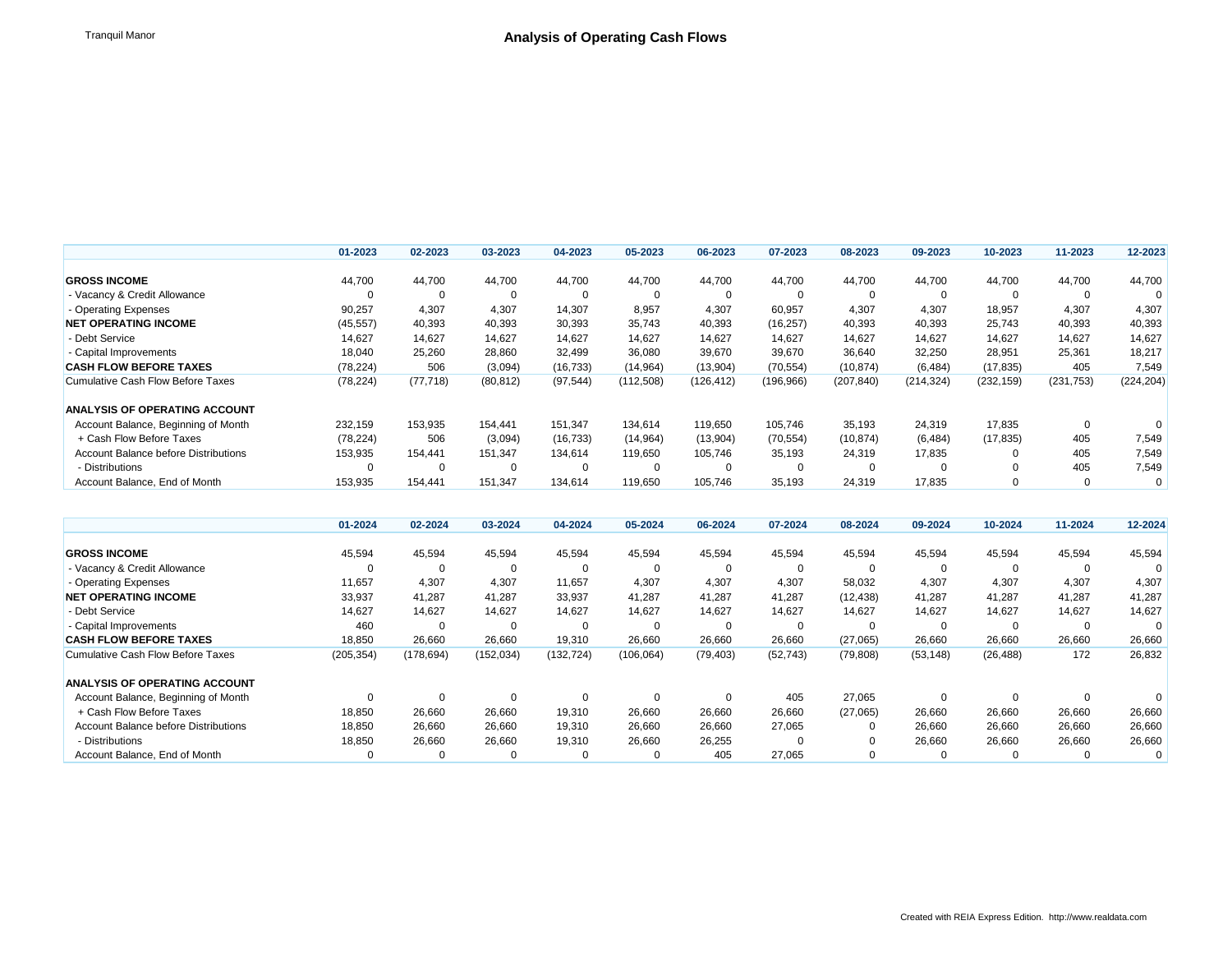Tranquil Manor

# Analysis of Operating Cash Flows

| | 01-2023 | 02-2023 | 03-2023 | 04-2023 | 05-2023 | 06-2023 | 07-2023 | 08-2023 | 09-2023 | 10-2023 | 11-2023 | 12-2023 |
|---|---|---|---|---|---|---|---|---|---|---|---|---|
| **GROSS INCOME** | 44,700 | 44,700 | 44,700 | 44,700 | 44,700 | 44,700 | 44,700 | 44,700 | 44,700 | 44,700 | 44,700 | 44,700 |
| - Vacancy & Credit Allowance | 0 | 0 | 0 | 0 | 0 | 0 | 0 | 0 | 0 | 0 | 0 | 0 |
| - Operating Expenses | 90,257 | 4,307 | 4,307 | 14,307 | 8,957 | 4,307 | 60,957 | 4,307 | 4,307 | 18,957 | 4,307 | 4,307 |
| **NET OPERATING INCOME** | (45,557) | 40,393 | 40,393 | 30,393 | 35,743 | 40,393 | (16,257) | 40,393 | 40,393 | 25,743 | 40,393 | 40,393 |
| - Debt Service | 14,627 | 14,627 | 14,627 | 14,627 | 14,627 | 14,627 | 14,627 | 14,627 | 14,627 | 14,627 | 14,627 | 14,627 |
| - Capital Improvements | 18,040 | 25,260 | 28,860 | 32,499 | 36,080 | 39,670 | 39,670 | 36,640 | 32,250 | 28,951 | 25,361 | 18,217 |
| **CASH FLOW BEFORE TAXES** | (78,224) | 506 | (3,094) | (16,733) | (14,964) | (13,904) | (70,554) | (10,874) | (6,484) | (17,835) | 405 | 7,549 |
| Cumulative Cash Flow Before Taxes | (78,224) | (77,718) | (80,812) | (97,544) | (112,508) | (126,412) | (196,966) | (207,840) | (214,324) | (232,159) | (231,753) | (224,204) |
| **ANALYSIS OF OPERATING ACCOUNT** | | | | | | | | | | | | |
| Account Balance, Beginning of Month | 232,159 | 153,935 | 154,441 | 151,347 | 134,614 | 119,650 | 105,746 | 35,193 | 24,319 | 17,835 | 0 | 0 |
| + Cash Flow Before Taxes | (78,224) | 506 | (3,094) | (16,733) | (14,964) | (13,904) | (70,554) | (10,874) | (6,484) | (17,835) | 405 | 7,549 |
| Account Balance before Distributions | 153,935 | 154,441 | 151,347 | 134,614 | 119,650 | 105,746 | 35,193 | 24,319 | 17,835 | 0 | 405 | 7,549 |
| - Distributions | 0 | 0 | 0 | 0 | 0 | 0 | 0 | 0 | 0 | 0 | 405 | 7,549 |
| Account Balance, End of Month | 153,935 | 154,441 | 151,347 | 134,614 | 119,650 | 105,746 | 35,193 | 24,319 | 17,835 | 0 | 0 | 0 |

| | 01-2024 | 02-2024 | 03-2024 | 04-2024 | 05-2024 | 06-2024 | 07-2024 | 08-2024 | 09-2024 | 10-2024 | 11-2024 | 12-2024 |
|---|---|---|---|---|---|---|---|---|---|---|---|---|
| **GROSS INCOME** | 45,594 | 45,594 | 45,594 | 45,594 | 45,594 | 45,594 | 45,594 | 45,594 | 45,594 | 45,594 | 45,594 | 45,594 |
| - Vacancy & Credit Allowance | 0 | 0 | 0 | 0 | 0 | 0 | 0 | 0 | 0 | 0 | 0 | 0 |
| - Operating Expenses | 11,657 | 4,307 | 4,307 | 11,657 | 4,307 | 4,307 | 4,307 | 58,032 | 4,307 | 4,307 | 4,307 | 4,307 |
| **NET OPERATING INCOME** | 33,937 | 41,287 | 41,287 | 33,937 | 41,287 | 41,287 | 41,287 | (12,438) | 41,287 | 41,287 | 41,287 | 41,287 |
| - Debt Service | 14,627 | 14,627 | 14,627 | 14,627 | 14,627 | 14,627 | 14,627 | 14,627 | 14,627 | 14,627 | 14,627 | 14,627 |
| - Capital Improvements | 460 | 0 | 0 | 0 | 0 | 0 | 0 | 0 | 0 | 0 | 0 | 0 |
| **CASH FLOW BEFORE TAXES** | 18,850 | 26,660 | 26,660 | 19,310 | 26,660 | 26,660 | 26,660 | (27,065) | 26,660 | 26,660 | 26,660 | 26,660 |
| Cumulative Cash Flow Before Taxes | (205,354) | (178,694) | (152,034) | (132,724) | (106,064) | (79,403) | (52,743) | (79,808) | (53,148) | (26,488) | 172 | 26,832 |
| **ANALYSIS OF OPERATING ACCOUNT** | | | | | | | | | | | | |
| Account Balance, Beginning of Month | 0 | 0 | 0 | 0 | 0 | 0 | 405 | 27,065 | 0 | 0 | 0 | 0 |
| + Cash Flow Before Taxes | 18,850 | 26,660 | 26,660 | 19,310 | 26,660 | 26,660 | 26,660 | (27,065) | 26,660 | 26,660 | 26,660 | 26,660 |
| Account Balance before Distributions | 18,850 | 26,660 | 26,660 | 19,310 | 26,660 | 26,660 | 27,065 | 0 | 26,660 | 26,660 | 26,660 | 26,660 |
| - Distributions | 18,850 | 26,660 | 26,660 | 19,310 | 26,660 | 26,255 | 0 | 0 | 26,660 | 26,660 | 26,660 | 26,660 |
| Account Balance, End of Month | 0 | 0 | 0 | 0 | 0 | 405 | 27,065 | 0 | 0 | 0 | 0 | 0 |

Created with REIA Express Edition. http://www.realdata.com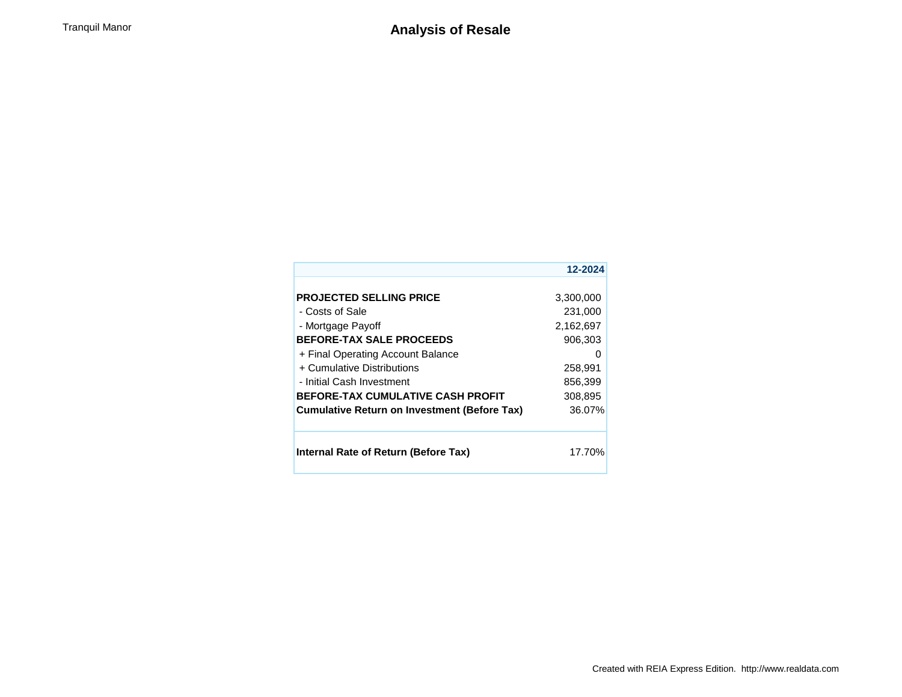# Analysis of Resale

| | 12-2024 |
|---|---|
| **PROJECTED SELLING PRICE** | 3,300,000 |
| - Costs of Sale | 231,000 |
| - Mortgage Payoff | 2,162,697 |
| **BEFORE-TAX SALE PROCEEDS** | 906,303 |
| + Final Operating Account Balance | 0 |
| + Cumulative Distributions | 258,991 |
| - Initial Cash Investment | 856,399 |
| **BEFORE-TAX CUMULATIVE CASH PROFIT** | 308,895 |
| **Cumulative Return on Investment (Before Tax)** | 36.07% |
| **Internal Rate of Return (Before Tax)** | 17.70% |